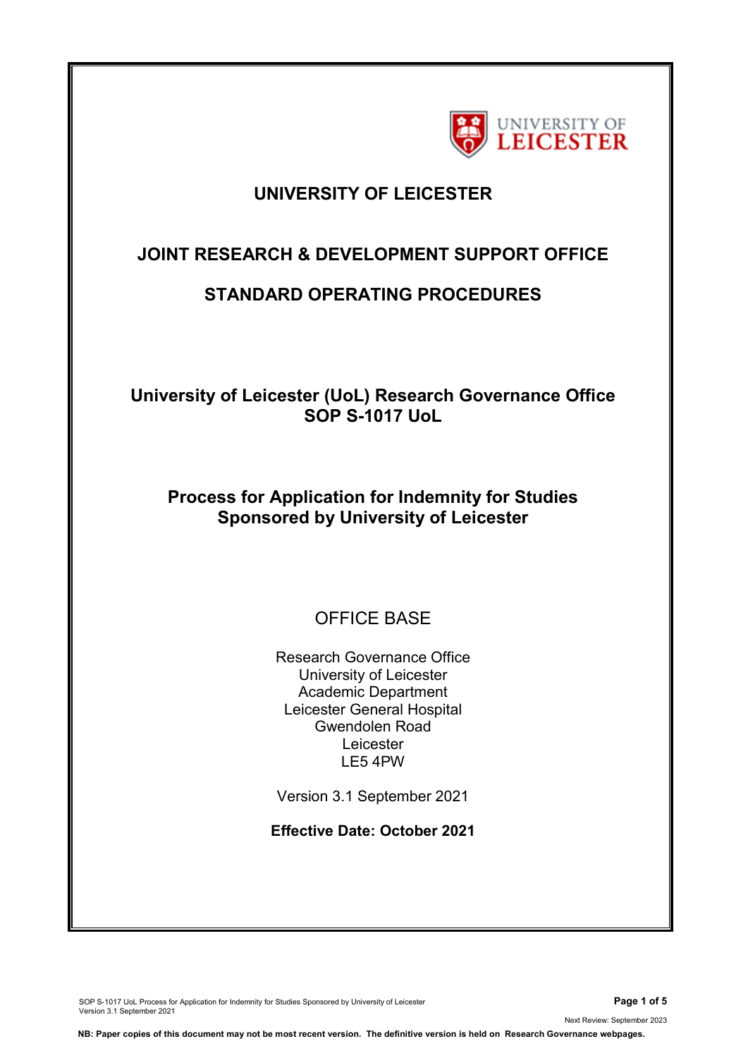# UNIVERSITY OF LEICESTER

## JOINT RESEARCH & DEVELOPMENT SUPPORT OFFICE

## STANDARD OPERATING PROCEDURES

### University of Leicester (UoL) Research Governance Office SOP S-1017 UoL

### Process for Application for Indemnity for Studies Sponsored by University of Leicester

OFFICE BASE

Research Governance Office
University of Leicester
Academic Department
Leicester General Hospital
Gwendolen Road
Leicester
LE5 4PW

Version 3.1 September 2021

**Effective Date: October 2021**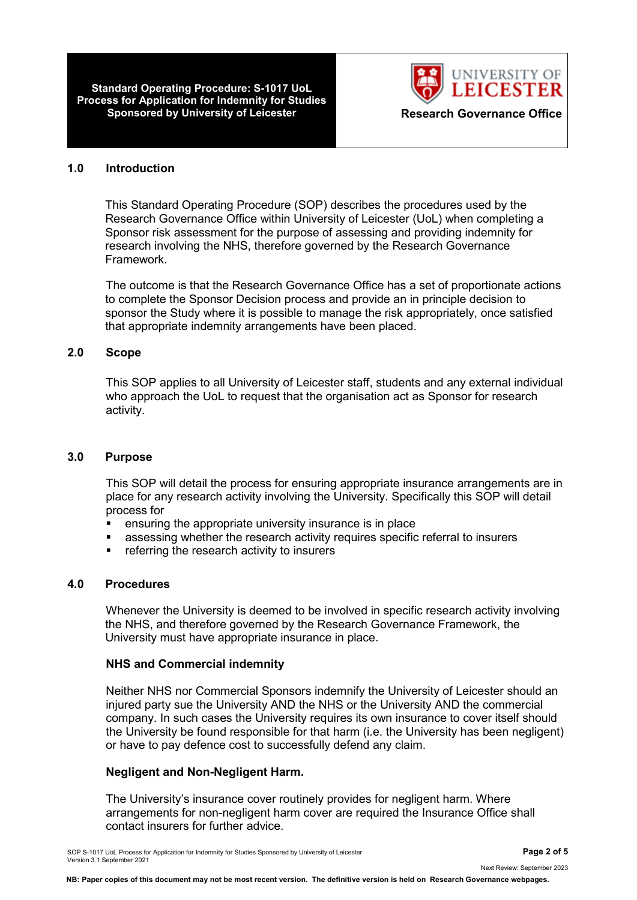## 1.0 Introduction

This Standard Operating Procedure (SOP) describes the procedures used by the Research Governance Office within University of Leicester (UoL) when completing a Sponsor risk assessment for the purpose of assessing and providing indemnity for research involving the NHS, therefore governed by the Research Governance Framework.

The outcome is that the Research Governance Office has a set of proportionate actions to complete the Sponsor Decision process and provide an in principle decision to sponsor the Study where it is possible to manage the risk appropriately, once satisfied that appropriate indemnity arrangements have been placed.

## 2.0 Scope

This SOP applies to all University of Leicester staff, students and any external individual who approach the UoL to request that the organisation act as Sponsor for research activity.

## 3.0 Purpose

This SOP will detail the process for ensuring appropriate insurance arrangements are in place for any research activity involving the University. Specifically this SOP will detail process for

- ensuring the appropriate university insurance is in place
- assessing whether the research activity requires specific referral to insurers
- referring the research activity to insurers

## 4.0 Procedures

Whenever the University is deemed to be involved in specific research activity involving the NHS, and therefore governed by the Research Governance Framework, the University must have appropriate insurance in place.

**NHS and Commercial indemnity**

Neither NHS nor Commercial Sponsors indemnify the University of Leicester should an injured party sue the University AND the NHS or the University AND the commercial company. In such cases the University requires its own insurance to cover itself should the University be found responsible for that harm (i.e. the University has been negligent) or have to pay defence cost to successfully defend any claim.

**Negligent and Non-Negligent Harm.**

The University's insurance cover routinely provides for negligent harm. Where arrangements for non-negligent harm cover are required the Insurance Office shall contact insurers for further advice.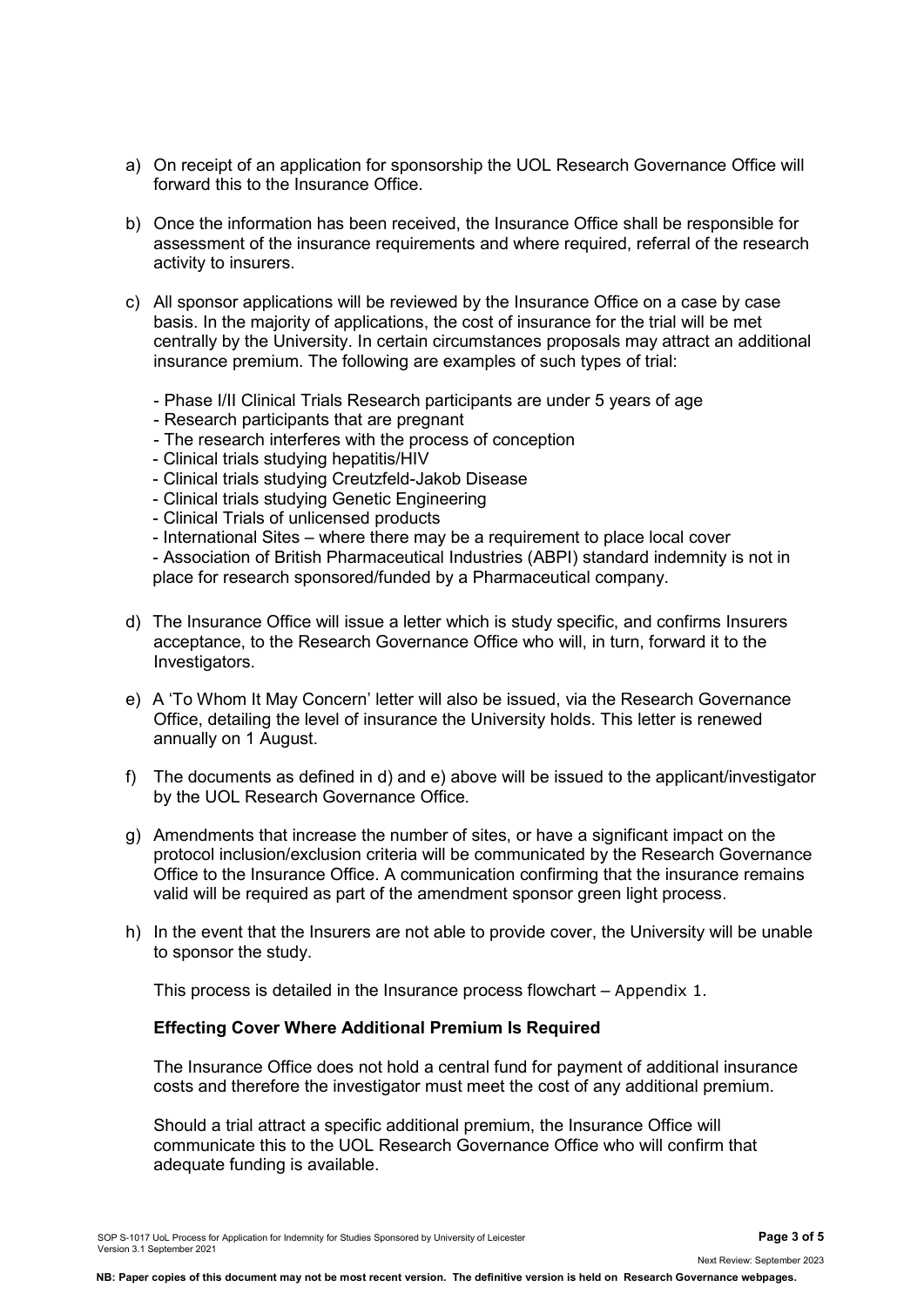a) On receipt of an application for sponsorship the UOL Research Governance Office will forward this to the Insurance Office.

b) Once the information has been received, the Insurance Office shall be responsible for assessment of the insurance requirements and where required, referral of the research activity to insurers.

c) All sponsor applications will be reviewed by the Insurance Office on a case by case basis. In the majority of applications, the cost of insurance for the trial will be met centrally by the University. In certain circumstances proposals may attract an additional insurance premium. The following are examples of such types of trial:

   - Phase I/II Clinical Trials Research participants are under 5 years of age
   - Research participants that are pregnant
   - The research interferes with the process of conception
   - Clinical trials studying hepatitis/HIV
   - Clinical trials studying Creutzfeld-Jakob Disease
   - Clinical trials studying Genetic Engineering
   - Clinical Trials of unlicensed products
   - International Sites – where there may be a requirement to place local cover
   - Association of British Pharmaceutical Industries (ABPI) standard indemnity is not in place for research sponsored/funded by a Pharmaceutical company.

d) The Insurance Office will issue a letter which is study specific, and confirms Insurers acceptance, to the Research Governance Office who will, in turn, forward it to the Investigators.

e) A 'To Whom It May Concern' letter will also be issued, via the Research Governance Office, detailing the level of insurance the University holds. This letter is renewed annually on 1 August.

f) The documents as defined in d) and e) above will be issued to the applicant/investigator by the UOL Research Governance Office.

g) Amendments that increase the number of sites, or have a significant impact on the protocol inclusion/exclusion criteria will be communicated by the Research Governance Office to the Insurance Office. A communication confirming that the insurance remains valid will be required as part of the amendment sponsor green light process.

h) In the event that the Insurers are not able to provide cover, the University will be unable to sponsor the study.

This process is detailed in the Insurance process flowchart – Appendix 1.

**Effecting Cover Where Additional Premium Is Required**

The Insurance Office does not hold a central fund for payment of additional insurance costs and therefore the investigator must meet the cost of any additional premium.

Should a trial attract a specific additional premium, the Insurance Office will communicate this to the UOL Research Governance Office who will confirm that adequate funding is available.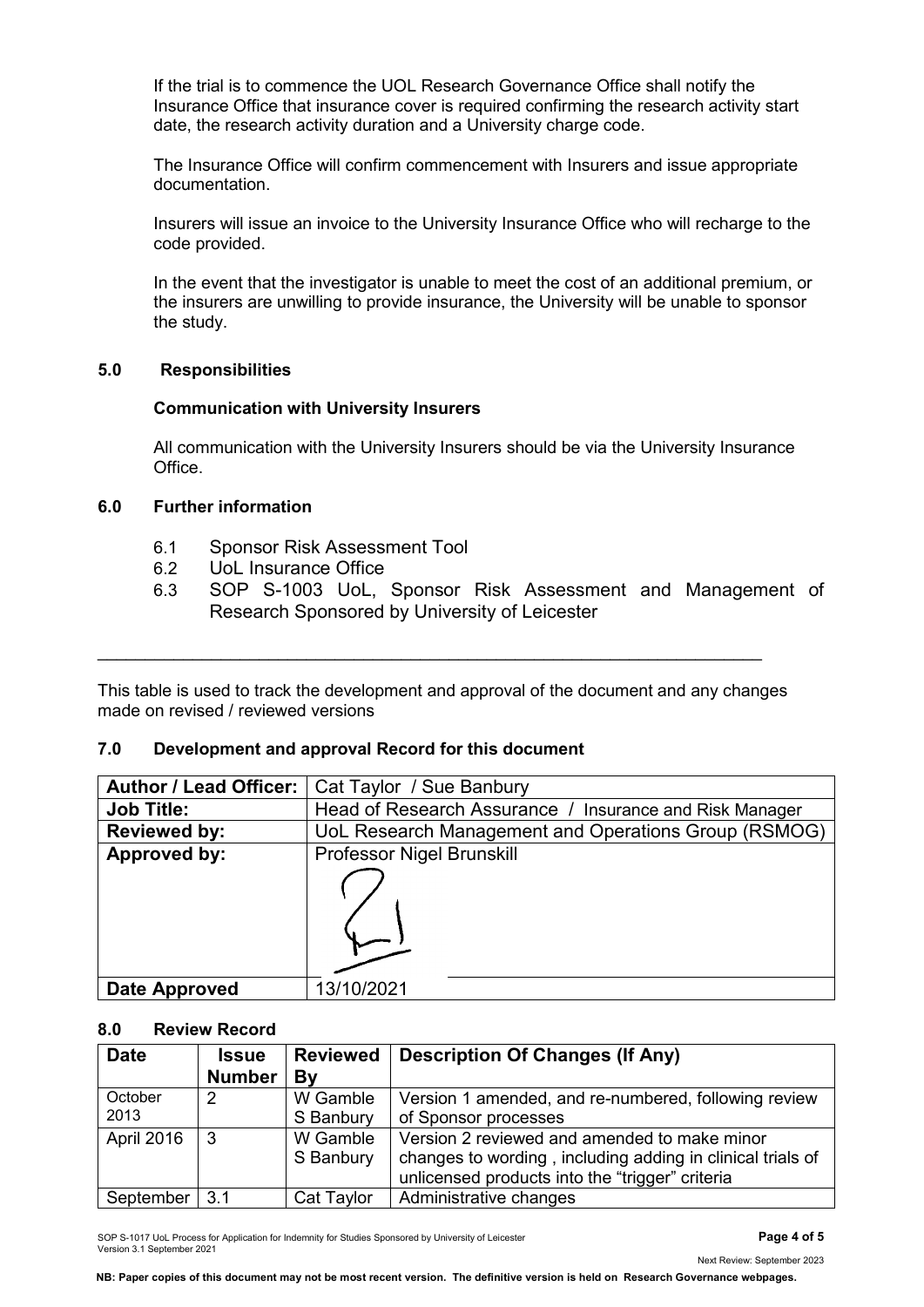If the trial is to commence the UOL Research Governance Office shall notify the Insurance Office that insurance cover is required confirming the research activity start date, the research activity duration and a University charge code.

The Insurance Office will confirm commencement with Insurers and issue appropriate documentation.

Insurers will issue an invoice to the University Insurance Office who will recharge to the code provided.

In the event that the investigator is unable to meet the cost of an additional premium, or the insurers are unwilling to provide insurance, the University will be unable to sponsor the study.

## 5.0 Responsibilities

### Communication with University Insurers

All communication with the University Insurers should be via the University Insurance Office.

## 6.0 Further information

6.1 Sponsor Risk Assessment Tool
6.2 UoL Insurance Office
6.3 SOP S-1003 UoL, Sponsor Risk Assessment and Management of Research Sponsored by University of Leicester

---

This table is used to track the development and approval of the document and any changes made on revised / reviewed versions

## 7.0 Development and approval Record for this document

| **Author / Lead Officer:** | Cat Taylor / Sue Banbury |
|---|---|
| **Job Title:** | Head of Research Assurance / Insurance and Risk Manager |
| **Reviewed by:** | UoL Research Management and Operations Group (RSMOG) |
| **Approved by:** | Professor Nigel Brunskill |
| **Date Approved** | 13/10/2021 |

## 8.0 Review Record

| Date | Issue Number | Reviewed By | Description Of Changes (If Any) |
|---|---|---|---|
| October 2013 | 2 | W Gamble S Banbury | Version 1 amended, and re-numbered, following review of Sponsor processes |
| April 2016 | 3 | W Gamble S Banbury | Version 2 reviewed and amended to make minor changes to wording , including adding in clinical trials of unlicensed products into the "trigger" criteria |
| September | 3.1 | Cat Taylor | Administrative changes |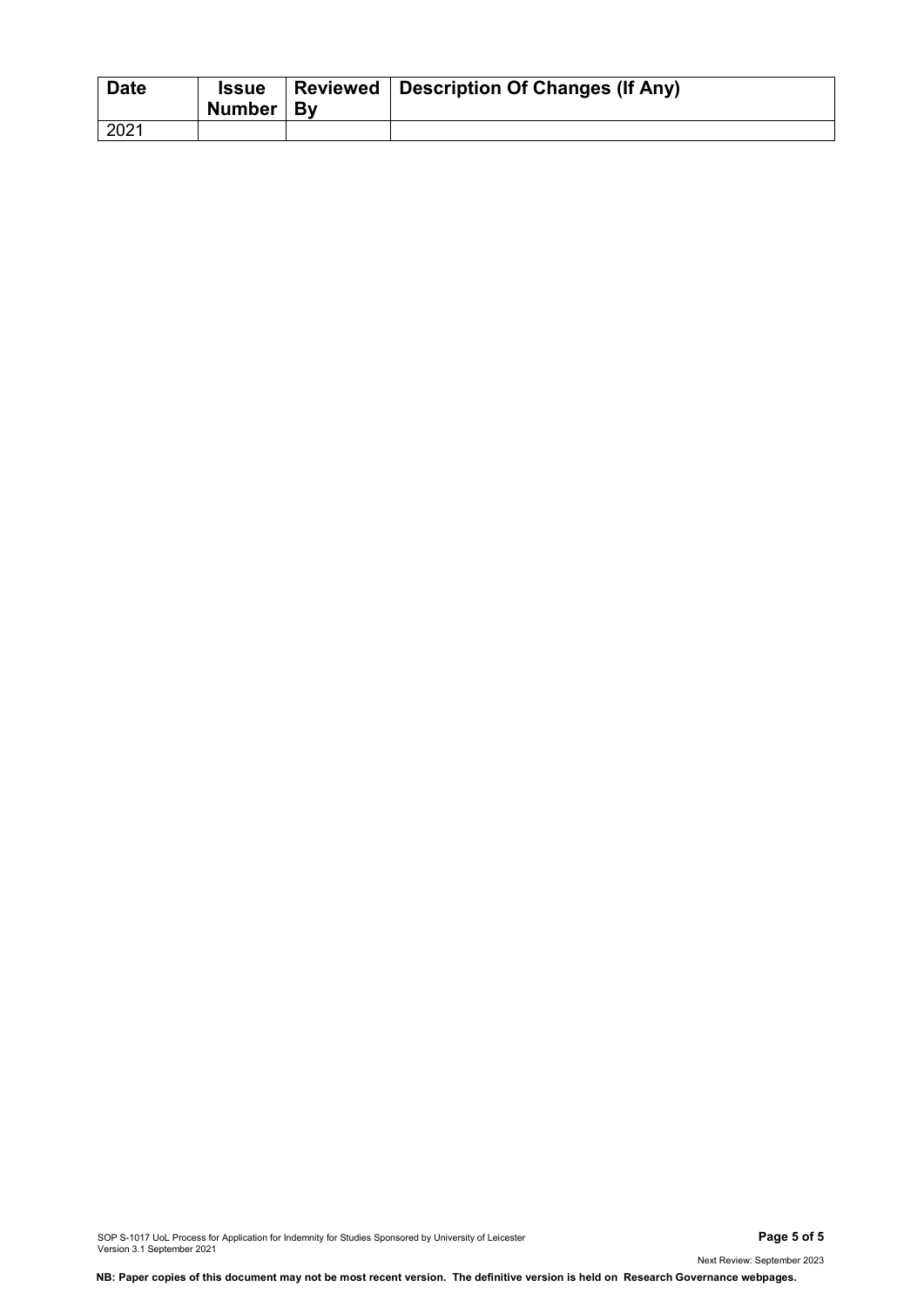| Date | Issue Number | Reviewed By | Description Of Changes (If Any) |
|---|---|---|---|
| 2021 | | | |

**NB: Paper copies of this document may not be most recent version. The definitive version is held on Research Governance webpages.**